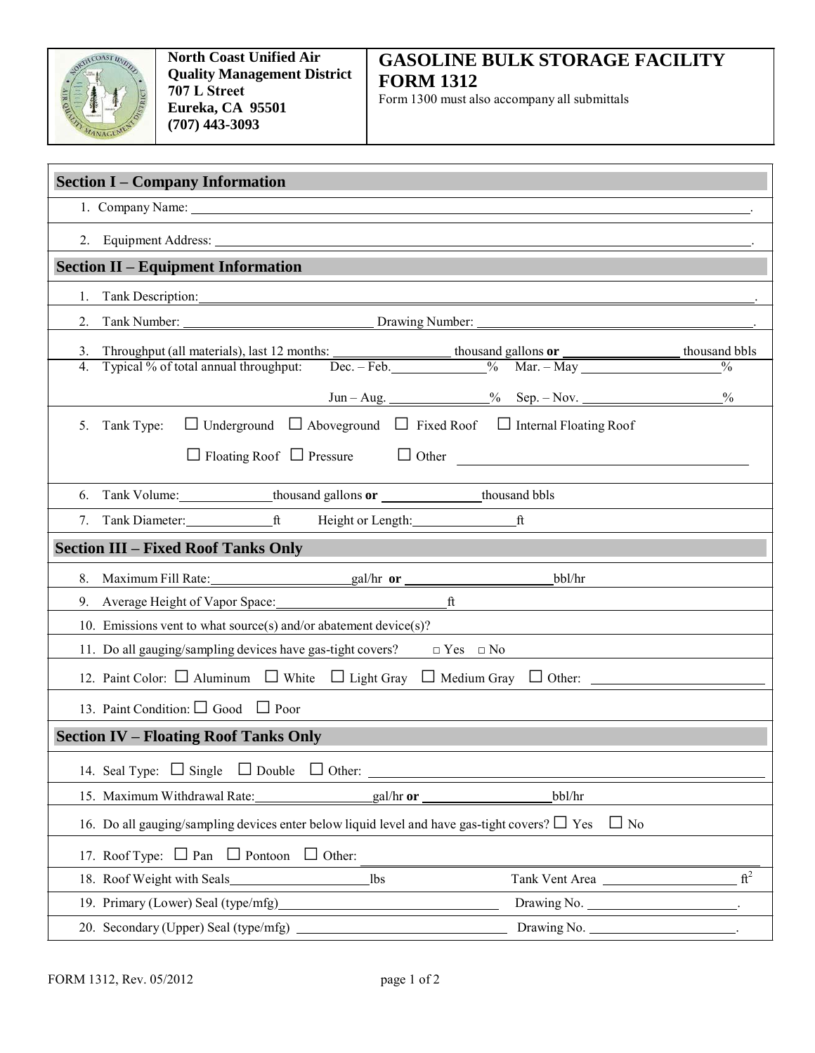**North Coast Unified Air Quality Management District**
**707 L Street**
**Eureka, CA 95501**
**(707) 443-3093**

# GASOLINE BULK STORAGE FACILITY FORM 1312

Form 1300 must also accompany all submittals

## Section I – Company Information

1. Company Name: \_\_\_\_\_\_\_\_\_\_\_\_\_\_\_\_\_\_\_\_\_\_\_\_\_\_\_\_\_\_.
2. Equipment Address: \_\_\_\_\_\_\_\_\_\_\_\_\_\_\_\_\_\_\_\_\_\_\_\_\_\_\_\_\_\_.

## Section II – Equipment Information

1. Tank Description: \_\_\_\_\_\_\_\_\_\_\_\_\_\_\_\_\_\_\_\_\_\_\_\_\_\_\_\_\_\_.
2. Tank Number: \_\_\_\_\_\_\_\_\_\_\_\_\_\_\_\_ Drawing Number: \_\_\_\_\_\_\_\_\_\_\_\_\_\_\_\_.
3. Throughput (all materials), last 12 months: \_\_\_\_\_\_\_\_\_\_ thousand gallons **or** \_\_\_\_\_\_\_\_\_\_ thousand bbls
4. Typical % of total annual throughput: Dec. – Feb. \_\_\_\_\_\_\_\_ % Mar. – May \_\_\_\_\_\_\_\_ %

   Jun – Aug. \_\_\_\_\_\_\_\_ % Sep. – Nov. \_\_\_\_\_\_\_\_ %
5. Tank Type: ☐ Underground ☐ Aboveground ☐ Fixed Roof ☐ Internal Floating Roof

   ☐ Floating Roof ☐ Pressure ☐ Other \_\_\_\_\_\_\_\_\_\_\_\_\_\_\_\_
6. Tank Volume: \_\_\_\_\_\_\_\_ thousand gallons **or** \_\_\_\_\_\_\_\_ thousand bbls
7. Tank Diameter: \_\_\_\_\_\_\_\_ ft Height or Length: \_\_\_\_\_\_\_\_ ft

## Section III – Fixed Roof Tanks Only

8. Maximum Fill Rate: \_\_\_\_\_\_\_\_ gal/hr **or** \_\_\_\_\_\_\_\_ bbl/hr
9. Average Height of Vapor Space: \_\_\_\_\_\_\_\_ ft
10. Emissions vent to what source(s) and/or abatement device(s)?
11. Do all gauging/sampling devices have gas-tight covers? ☐ Yes ☐ No
12. Paint Color: ☐ Aluminum ☐ White ☐ Light Gray ☐ Medium Gray ☐ Other: \_\_\_\_\_\_\_\_\_\_\_\_\_\_\_\_
13. Paint Condition: ☐ Good ☐ Poor

## Section IV – Floating Roof Tanks Only

14. Seal Type: ☐ Single ☐ Double ☐ Other: \_\_\_\_\_\_\_\_\_\_\_\_\_\_\_\_
15. Maximum Withdrawal Rate: \_\_\_\_\_\_\_\_ gal/hr **or** \_\_\_\_\_\_\_\_ bbl/hr
16. Do all gauging/sampling devices enter below liquid level and have gas-tight covers? ☐ Yes ☐ No
17. Roof Type: ☐ Pan ☐ Pontoon ☐ Other: \_\_\_\_\_\_\_\_\_\_\_\_\_\_\_\_
18. Roof Weight with Seals \_\_\_\_\_\_\_\_ lbs Tank Vent Area \_\_\_\_\_\_\_\_ $ft^2$
19. Primary (Lower) Seal (type/mfg) \_\_\_\_\_\_\_\_\_\_\_\_\_\_\_\_ Drawing No. \_\_\_\_\_\_\_\_.
20. Secondary (Upper) Seal (type/mfg) \_\_\_\_\_\_\_\_\_\_\_\_\_\_\_\_ Drawing No. \_\_\_\_\_\_\_\_.

FORM 1312, Rev. 05/2012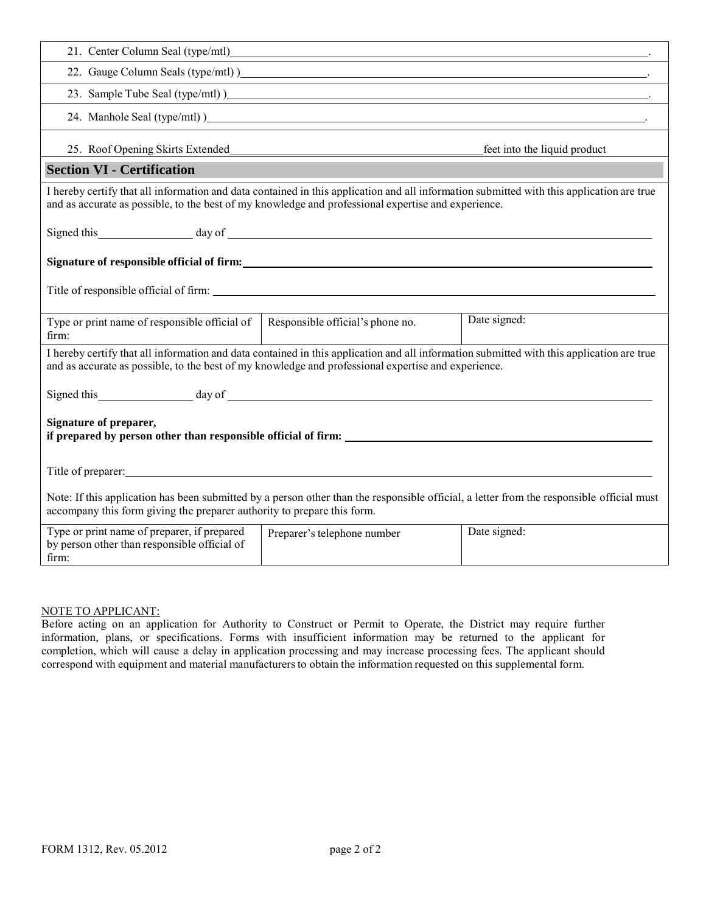21. Center Column Seal (type/mtl)\_\_\_\_\_\_\_\_\_\_\_\_\_\_\_\_\_\_\_\_\_\_\_\_\_\_\_\_\_\_\_\_\_\_\_\_\_\_\_\_.

22. Gauge Column Seals (type/mtl) )\_\_\_\_\_\_\_\_\_\_\_\_\_\_\_\_\_\_\_\_\_\_\_\_\_\_\_\_\_\_\_\_\_\_\_\_\_\_\_\_.

23. Sample Tube Seal (type/mtl) )\_\_\_\_\_\_\_\_\_\_\_\_\_\_\_\_\_\_\_\_\_\_\_\_\_\_\_\_\_\_\_\_\_\_\_\_\_\_\_\_.

24. Manhole Seal (type/mtl) )\_\_\_\_\_\_\_\_\_\_\_\_\_\_\_\_\_\_\_\_\_\_\_\_\_\_\_\_\_\_\_\_\_\_\_\_\_\_\_\_.

25. Roof Opening Skirts Extended\_\_\_\_\_\_\_\_\_\_\_\_\_\_\_\_\_\_\_\_\_\_\_\_feet into the liquid product

## Section VI - Certification

I hereby certify that all information and data contained in this application and all information submitted with this application are true and as accurate as possible, to the best of my knowledge and professional expertise and experience.

Signed this\_\_\_\_\_\_\_\_\_\_\_\_ day of \_\_\_\_\_\_\_\_\_\_\_\_\_\_\_\_\_\_\_\_\_\_\_\_\_\_\_\_\_\_\_\_\_\_\_\_\_\_\_\_

**Signature of responsible official of firm:**\_\_\_\_\_\_\_\_\_\_\_\_\_\_\_\_\_\_\_\_\_\_\_\_\_\_\_\_\_\_\_\_\_\_\_\_\_\_\_\_

Title of responsible official of firm: \_\_\_\_\_\_\_\_\_\_\_\_\_\_\_\_\_\_\_\_\_\_\_\_\_\_\_\_\_\_\_\_\_\_\_\_\_\_\_\_

| Type or print name of responsible official of firm: | Responsible official's phone no. | Date signed: |
|---|---|---|
| | | |

I hereby certify that all information and data contained in this application and all information submitted with this application are true and as accurate as possible, to the best of my knowledge and professional expertise and experience.

Signed this\_\_\_\_\_\_\_\_\_\_\_\_ day of \_\_\_\_\_\_\_\_\_\_\_\_\_\_\_\_\_\_\_\_\_\_\_\_\_\_\_\_\_\_\_\_\_\_\_\_\_\_\_\_

**Signature of preparer,**
**if prepared by person other than responsible official of firm:** \_\_\_\_\_\_\_\_\_\_\_\_\_\_\_\_\_\_\_\_\_\_\_\_\_\_\_\_\_\_\_\_\_\_\_\_\_\_\_\_

Title of preparer:\_\_\_\_\_\_\_\_\_\_\_\_\_\_\_\_\_\_\_\_\_\_\_\_\_\_\_\_\_\_\_\_\_\_\_\_\_\_\_\_

Note: If this application has been submitted by a person other than the responsible official, a letter from the responsible official must accompany this form giving the preparer authority to prepare this form.

| Type or print name of preparer, if prepared by person other than responsible official of firm: | Preparer's telephone number | Date signed: |
|---|---|---|
| | | |

NOTE TO APPLICANT:
Before acting on an application for Authority to Construct or Permit to Operate, the District may require further information, plans, or specifications. Forms with insufficient information may be returned to the applicant for completion, which will cause a delay in application processing and may increase processing fees. The applicant should correspond with equipment and material manufacturers to obtain the information requested on this supplemental form.

FORM 1312, Rev. 05.2012